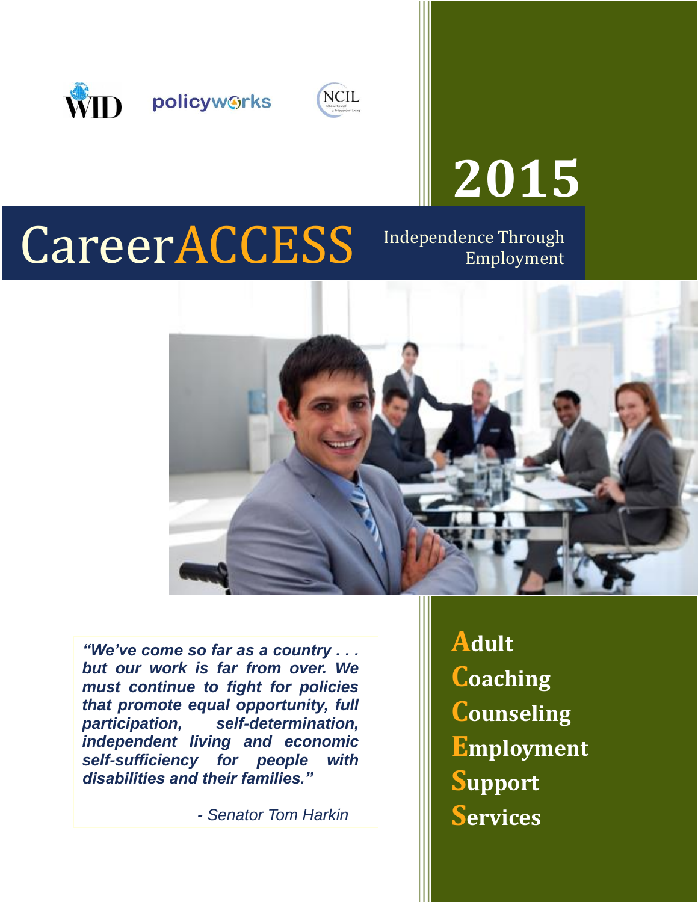WID policyworks NCIL

# 2015

# CareerACCESS

Independence Through Employment

*"We've come so far as a country . . . but our work is far from over. We must continue to fight for policies that promote equal opportunity, full participation, self-determination, independent living and economic self-sufficiency for people with disabilities and their families."*

*- Senator Tom Harkin*

**A**dult
**C**oaching
**C**ounseling
**E**mployment
**S**upport
**S**ervices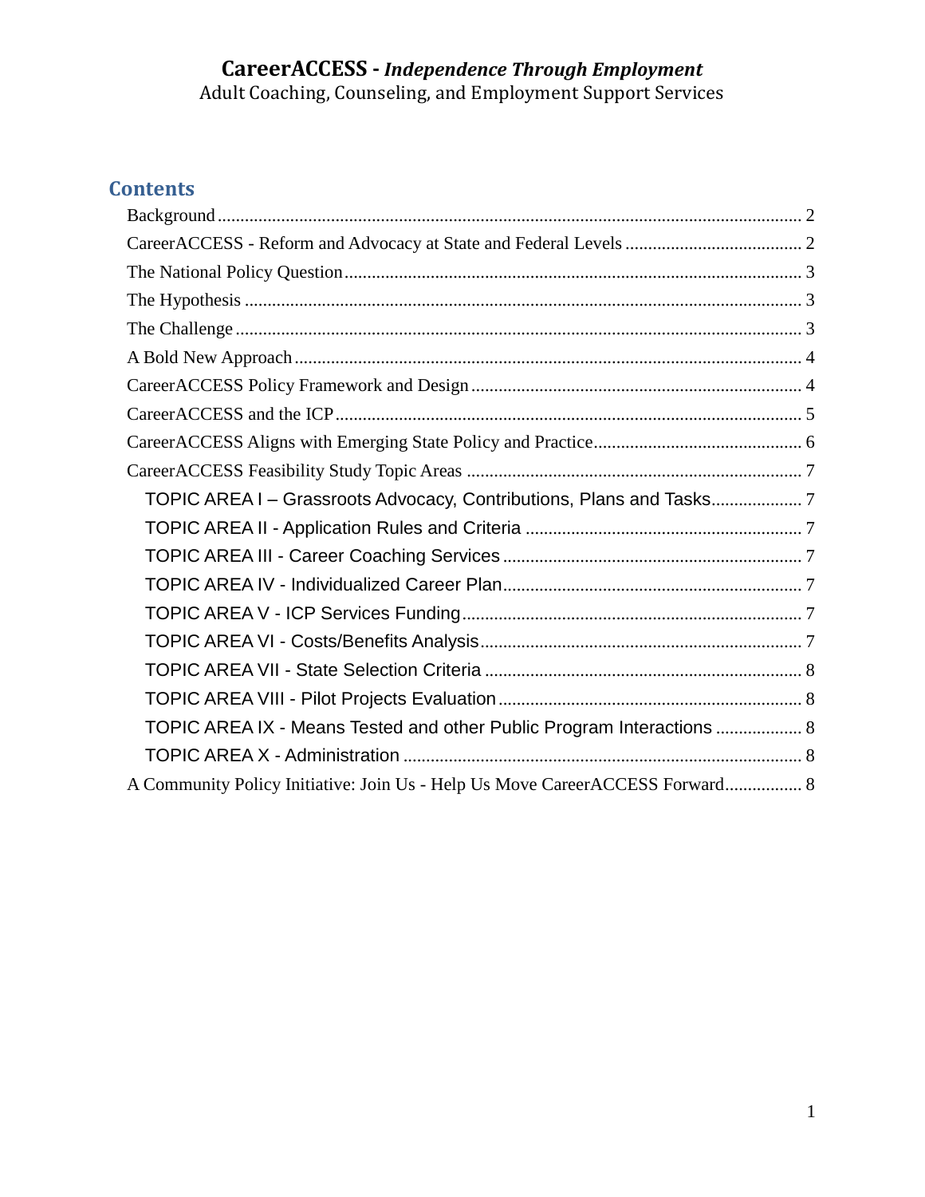**CareerACCESS -** ***Independence Through Employment***

Adult Coaching, Counseling, and Employment Support Services

## Contents

- Background ........................................................................ 2
- CareerACCESS - Reform and Advocacy at State and Federal Levels ........................................................................ 2
- The National Policy Question ........................................................................ 3
- The Hypothesis ........................................................................ 3
- The Challenge ........................................................................ 3
- A Bold New Approach ........................................................................ 4
- CareerACCESS Policy Framework and Design ........................................................................ 4
- CareerACCESS and the ICP ........................................................................ 5
- CareerACCESS Aligns with Emerging State Policy and Practice ........................................................................ 6
- CareerACCESS Feasibility Study Topic Areas ........................................................................ 7
  - TOPIC AREA I – Grassroots Advocacy, Contributions, Plans and Tasks ........................................................................ 7
  - TOPIC AREA II - Application Rules and Criteria ........................................................................ 7
  - TOPIC AREA III - Career Coaching Services ........................................................................ 7
  - TOPIC AREA IV - Individualized Career Plan ........................................................................ 7
  - TOPIC AREA V - ICP Services Funding ........................................................................ 7
  - TOPIC AREA VI - Costs/Benefits Analysis ........................................................................ 7
  - TOPIC AREA VII - State Selection Criteria ........................................................................ 8
  - TOPIC AREA VIII - Pilot Projects Evaluation ........................................................................ 8
  - TOPIC AREA IX - Means Tested and other Public Program Interactions ........................................................................ 8
  - TOPIC AREA X - Administration ........................................................................ 8
- A Community Policy Initiative: Join Us - Help Us Move CareerACCESS Forward ........................................................................ 8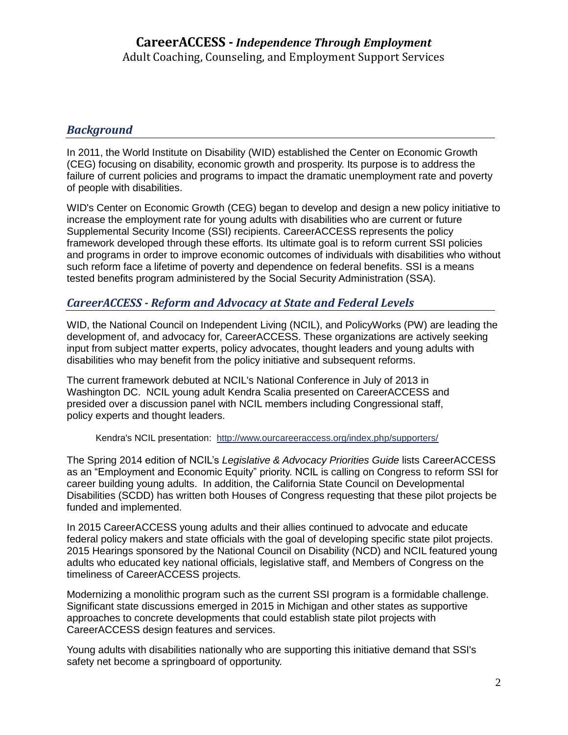## *Background*

In 2011, the World Institute on Disability (WID) established the Center on Economic Growth (CEG) focusing on disability, economic growth and prosperity. Its purpose is to address the failure of current policies and programs to impact the dramatic unemployment rate and poverty of people with disabilities.

WID's Center on Economic Growth (CEG) began to develop and design a new policy initiative to increase the employment rate for young adults with disabilities who are current or future Supplemental Security Income (SSI) recipients. CareerACCESS represents the policy framework developed through these efforts. Its ultimate goal is to reform current SSI policies and programs in order to improve economic outcomes of individuals with disabilities who without such reform face a lifetime of poverty and dependence on federal benefits. SSI is a means tested benefits program administered by the Social Security Administration (SSA).

## *CareerACCESS - Reform and Advocacy at State and Federal Levels*

WID, the National Council on Independent Living (NCIL), and PolicyWorks (PW) are leading the development of, and advocacy for, CareerACCESS. These organizations are actively seeking input from subject matter experts, policy advocates, thought leaders and young adults with disabilities who may benefit from the policy initiative and subsequent reforms.

The current framework debuted at NCIL's National Conference in July of 2013 in Washington DC. NCIL young adult Kendra Scalia presented on CareerACCESS and presided over a discussion panel with NCIL members including Congressional staff, policy experts and thought leaders.

Kendra's NCIL presentation: http://www.ourcareeraccess.org/index.php/supporters/

The Spring 2014 edition of NCIL's *Legislative & Advocacy Priorities Guide* lists CareerACCESS as an "Employment and Economic Equity" priority. NCIL is calling on Congress to reform SSI for career building young adults. In addition, the California State Council on Developmental Disabilities (SCDD) has written both Houses of Congress requesting that these pilot projects be funded and implemented.

In 2015 CareerACCESS young adults and their allies continued to advocate and educate federal policy makers and state officials with the goal of developing specific state pilot projects. 2015 Hearings sponsored by the National Council on Disability (NCD) and NCIL featured young adults who educated key national officials, legislative staff, and Members of Congress on the timeliness of CareerACCESS projects.

Modernizing a monolithic program such as the current SSI program is a formidable challenge. Significant state discussions emerged in 2015 in Michigan and other states as supportive approaches to concrete developments that could establish state pilot projects with CareerACCESS design features and services.

Young adults with disabilities nationally who are supporting this initiative demand that SSI's safety net become a springboard of opportunity.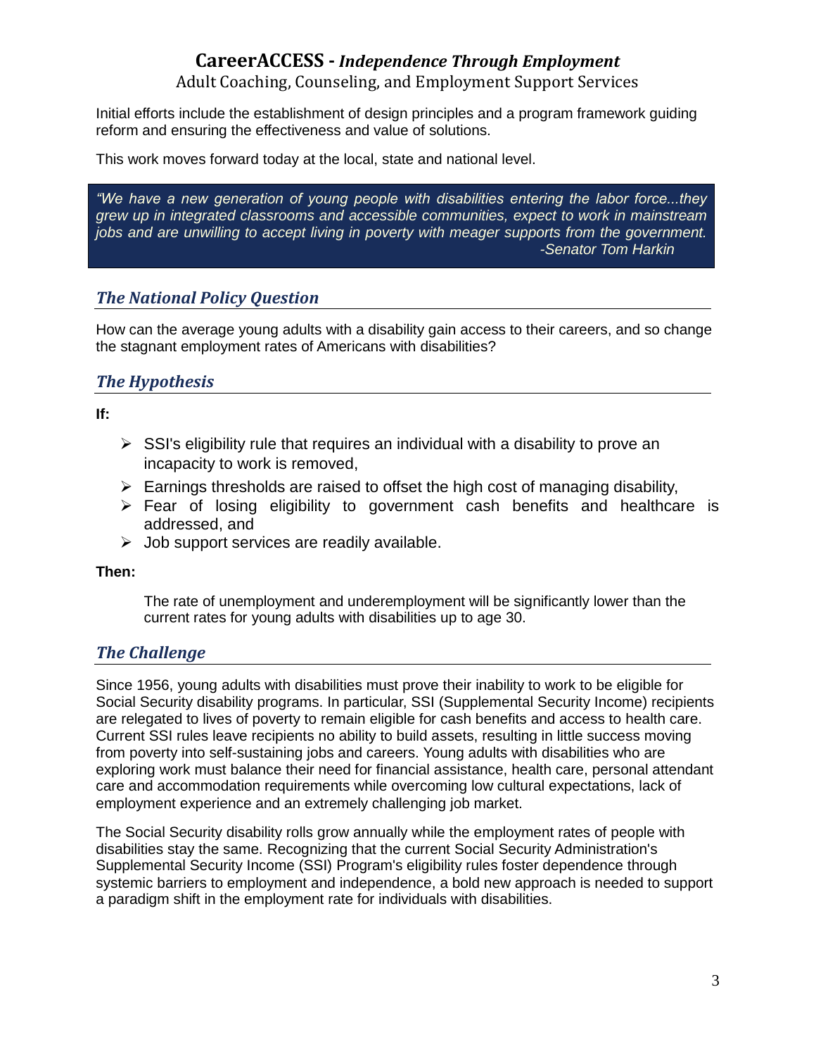Initial efforts include the establishment of design principles and a program framework guiding reform and ensuring the effectiveness and value of solutions.

This work moves forward today at the local, state and national level.

> *"We have a new generation of young people with disabilities entering the labor force...they grew up in integrated classrooms and accessible communities, expect to work in mainstream jobs and are unwilling to accept living in poverty with meager supports from the government.*
> *-Senator Tom Harkin*

## *The National Policy Question*

How can the average young adults with a disability gain access to their careers, and so change the stagnant employment rates of Americans with disabilities?

## *The Hypothesis*

**If:**

- SSI's eligibility rule that requires an individual with a disability to prove an incapacity to work is removed,
- Earnings thresholds are raised to offset the high cost of managing disability,
- Fear of losing eligibility to government cash benefits and healthcare is addressed, and
- Job support services are readily available.

**Then:**

The rate of unemployment and underemployment will be significantly lower than the current rates for young adults with disabilities up to age 30.

## *The Challenge*

Since 1956, young adults with disabilities must prove their inability to work to be eligible for Social Security disability programs. In particular, SSI (Supplemental Security Income) recipients are relegated to lives of poverty to remain eligible for cash benefits and access to health care. Current SSI rules leave recipients no ability to build assets, resulting in little success moving from poverty into self-sustaining jobs and careers. Young adults with disabilities who are exploring work must balance their need for financial assistance, health care, personal attendant care and accommodation requirements while overcoming low cultural expectations, lack of employment experience and an extremely challenging job market.

The Social Security disability rolls grow annually while the employment rates of people with disabilities stay the same. Recognizing that the current Social Security Administration's Supplemental Security Income (SSI) Program's eligibility rules foster dependence through systemic barriers to employment and independence, a bold new approach is needed to support a paradigm shift in the employment rate for individuals with disabilities.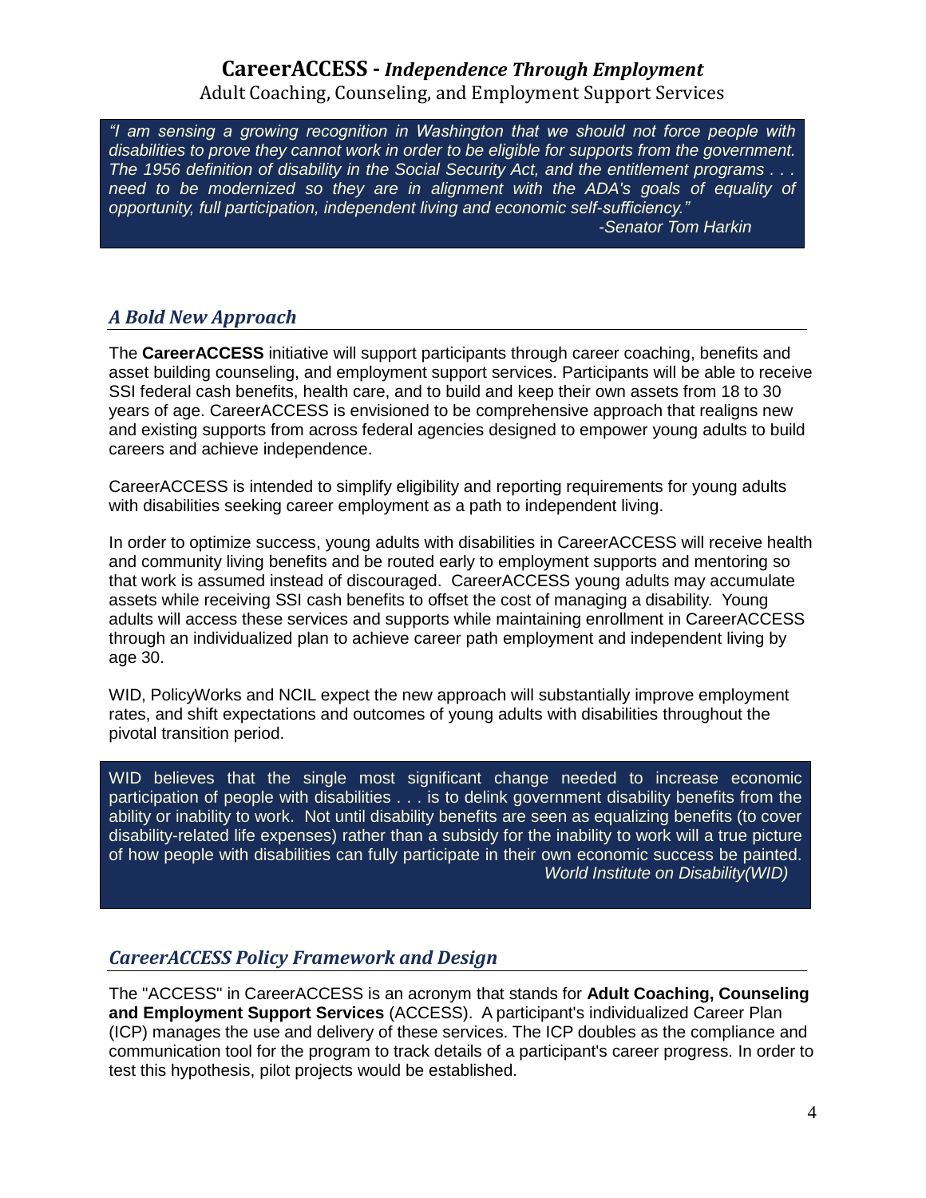## CareerACCESS - *Independence Through Employment*

Adult Coaching, Counseling, and Employment Support Services

> *"I am sensing a growing recognition in Washington that we should not force people with disabilities to prove they cannot work in order to be eligible for supports from the government. The 1956 definition of disability in the Social Security Act, and the entitlement programs . . . need to be modernized so they are in alignment with the ADA's goals of equality of opportunity, full participation, independent living and economic self-sufficiency."*
>
> *-Senator Tom Harkin*

### *A Bold New Approach*

The **CareerACCESS** initiative will support participants through career coaching, benefits and asset building counseling, and employment support services. Participants will be able to receive SSI federal cash benefits, health care, and to build and keep their own assets from 18 to 30 years of age. CareerACCESS is envisioned to be comprehensive approach that realigns new and existing supports from across federal agencies designed to empower young adults to build careers and achieve independence.

CareerACCESS is intended to simplify eligibility and reporting requirements for young adults with disabilities seeking career employment as a path to independent living.

In order to optimize success, young adults with disabilities in CareerACCESS will receive health and community living benefits and be routed early to employment supports and mentoring so that work is assumed instead of discouraged. CareerACCESS young adults may accumulate assets while receiving SSI cash benefits to offset the cost of managing a disability. Young adults will access these services and supports while maintaining enrollment in CareerACCESS through an individualized plan to achieve career path employment and independent living by age 30.

WID, PolicyWorks and NCIL expect the new approach will substantially improve employment rates, and shift expectations and outcomes of young adults with disabilities throughout the pivotal transition period.

> WID believes that the single most significant change needed to increase economic participation of people with disabilities . . . is to delink government disability benefits from the ability or inability to work. Not until disability benefits are seen as equalizing benefits (to cover disability-related life expenses) rather than a subsidy for the inability to work will a true picture of how people with disabilities can fully participate in their own economic success be painted.
>
> *World Institute on Disability(WID)*

### *CareerACCESS Policy Framework and Design*

The "ACCESS" in CareerACCESS is an acronym that stands for **Adult Coaching, Counseling and Employment Support Services** (ACCESS). A participant's individualized Career Plan (ICP) manages the use and delivery of these services. The ICP doubles as the compliance and communication tool for the program to track details of a participant's career progress. In order to test this hypothesis, pilot projects would be established.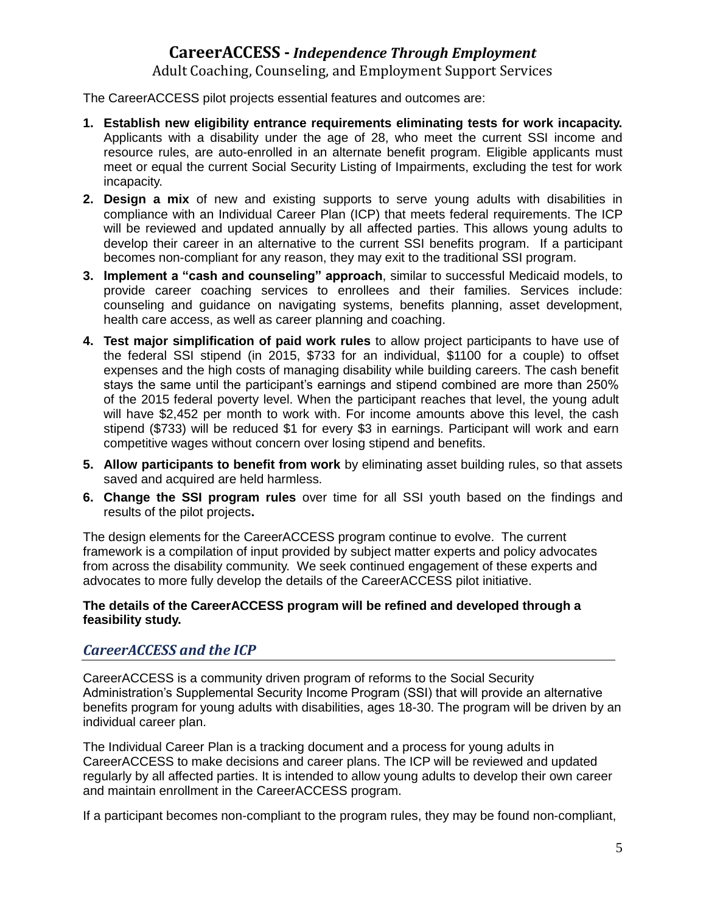# CareerACCESS - *Independence Through Employment*

Adult Coaching, Counseling, and Employment Support Services

The CareerACCESS pilot projects essential features and outcomes are:

1. **Establish new eligibility entrance requirements eliminating tests for work incapacity.** Applicants with a disability under the age of 28, who meet the current SSI income and resource rules, are auto-enrolled in an alternate benefit program. Eligible applicants must meet or equal the current Social Security Listing of Impairments, excluding the test for work incapacity.
2. **Design a mix** of new and existing supports to serve young adults with disabilities in compliance with an Individual Career Plan (ICP) that meets federal requirements. The ICP will be reviewed and updated annually by all affected parties. This allows young adults to develop their career in an alternative to the current SSI benefits program. If a participant becomes non-compliant for any reason, they may exit to the traditional SSI program.
3. **Implement a "cash and counseling" approach**, similar to successful Medicaid models, to provide career coaching services to enrollees and their families. Services include: counseling and guidance on navigating systems, benefits planning, asset development, health care access, as well as career planning and coaching.
4. **Test major simplification of paid work rules** to allow project participants to have use of the federal SSI stipend (in 2015, $733 for an individual, $1100 for a couple) to offset expenses and the high costs of managing disability while building careers. The cash benefit stays the same until the participant's earnings and stipend combined are more than 250% of the 2015 federal poverty level. When the participant reaches that level, the young adult will have $2,452 per month to work with. For income amounts above this level, the cash stipend ($733) will be reduced $1 for every $3 in earnings. Participant will work and earn competitive wages without concern over losing stipend and benefits.
5. **Allow participants to benefit from work** by eliminating asset building rules, so that assets saved and acquired are held harmless.
6. **Change the SSI program rules** over time for all SSI youth based on the findings and results of the pilot projects**.**

The design elements for the CareerACCESS program continue to evolve. The current framework is a compilation of input provided by subject matter experts and policy advocates from across the disability community. We seek continued engagement of these experts and advocates to more fully develop the details of the CareerACCESS pilot initiative.

**The details of the CareerACCESS program will be refined and developed through a feasibility study.**

## *CareerACCESS and the ICP*

CareerACCESS is a community driven program of reforms to the Social Security Administration's Supplemental Security Income Program (SSI) that will provide an alternative benefits program for young adults with disabilities, ages 18-30. The program will be driven by an individual career plan.

The Individual Career Plan is a tracking document and a process for young adults in CareerACCESS to make decisions and career plans. The ICP will be reviewed and updated regularly by all affected parties. It is intended to allow young adults to develop their own career and maintain enrollment in the CareerACCESS program.

If a participant becomes non-compliant to the program rules, they may be found non-compliant,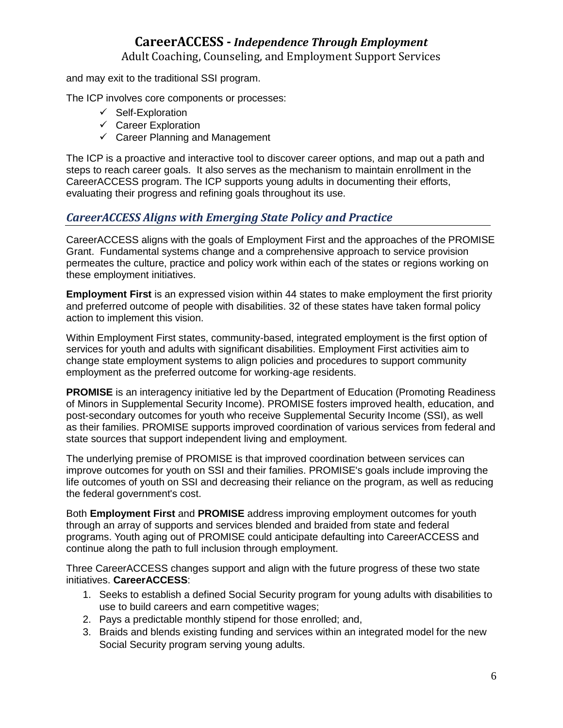and may exit to the traditional SSI program.

The ICP involves core components or processes:

- ✓ Self-Exploration
- ✓ Career Exploration
- ✓ Career Planning and Management

The ICP is a proactive and interactive tool to discover career options, and map out a path and steps to reach career goals. It also serves as the mechanism to maintain enrollment in the CareerACCESS program. The ICP supports young adults in documenting their efforts, evaluating their progress and refining goals throughout its use.

## *CareerACCESS Aligns with Emerging State Policy and Practice*

CareerACCESS aligns with the goals of Employment First and the approaches of the PROMISE Grant. Fundamental systems change and a comprehensive approach to service provision permeates the culture, practice and policy work within each of the states or regions working on these employment initiatives.

**Employment First** is an expressed vision within 44 states to make employment the first priority and preferred outcome of people with disabilities. 32 of these states have taken formal policy action to implement this vision.

Within Employment First states, community-based, integrated employment is the first option of services for youth and adults with significant disabilities. Employment First activities aim to change state employment systems to align policies and procedures to support community employment as the preferred outcome for working-age residents.

**PROMISE** is an interagency initiative led by the Department of Education (Promoting Readiness of Minors in Supplemental Security Income). PROMISE fosters improved health, education, and post-secondary outcomes for youth who receive Supplemental Security Income (SSI), as well as their families. PROMISE supports improved coordination of various services from federal and state sources that support independent living and employment.

The underlying premise of PROMISE is that improved coordination between services can improve outcomes for youth on SSI and their families. PROMISE's goals include improving the life outcomes of youth on SSI and decreasing their reliance on the program, as well as reducing the federal government's cost.

Both **Employment First** and **PROMISE** address improving employment outcomes for youth through an array of supports and services blended and braided from state and federal programs. Youth aging out of PROMISE could anticipate defaulting into CareerACCESS and continue along the path to full inclusion through employment.

Three CareerACCESS changes support and align with the future progress of these two state initiatives. **CareerACCESS**:

1. Seeks to establish a defined Social Security program for young adults with disabilities to use to build careers and earn competitive wages;
2. Pays a predictable monthly stipend for those enrolled; and,
3. Braids and blends existing funding and services within an integrated model for the new Social Security program serving young adults.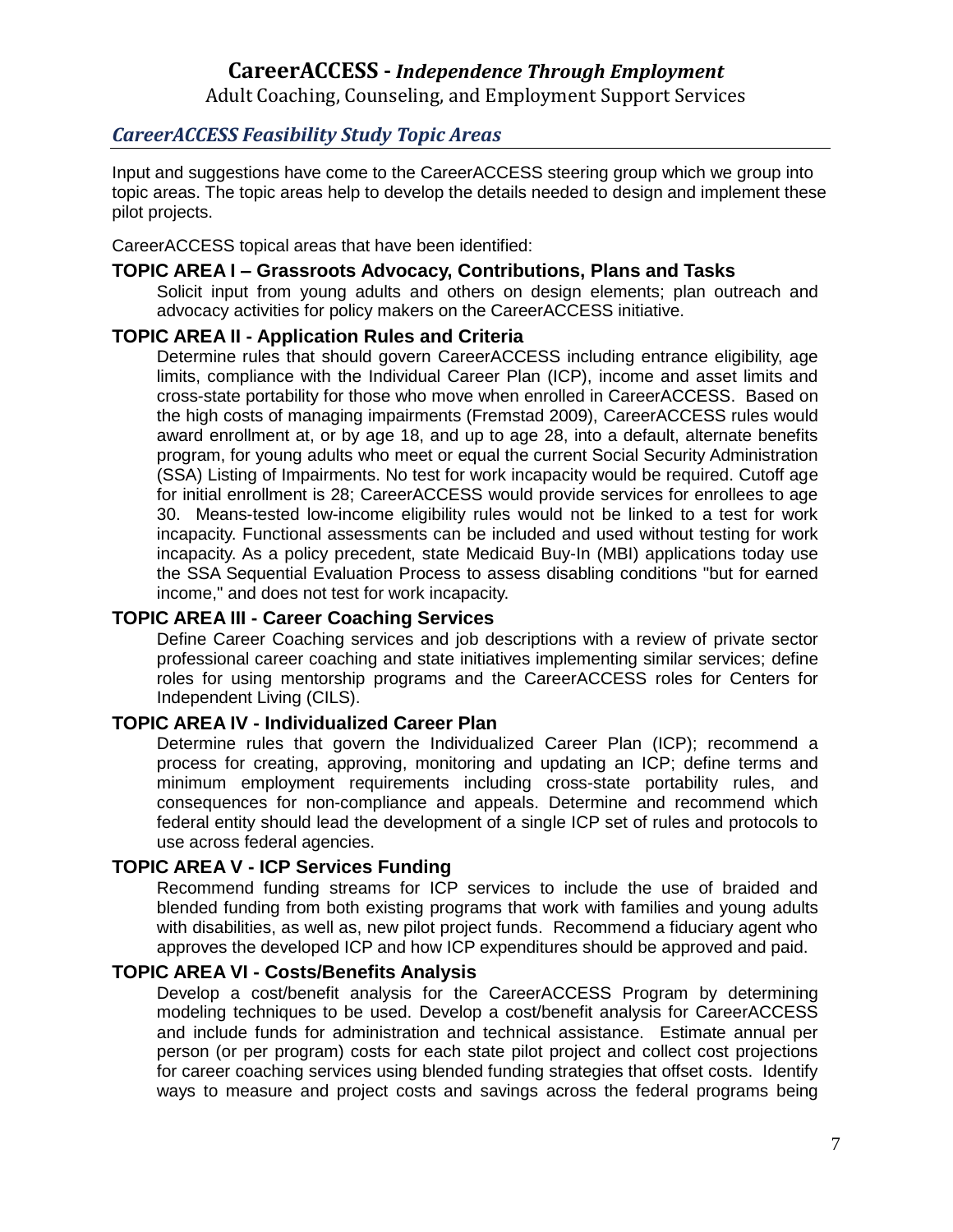## *CareerACCESS Feasibility Study Topic Areas*

Input and suggestions have come to the CareerACCESS steering group which we group into topic areas. The topic areas help to develop the details needed to design and implement these pilot projects.

CareerACCESS topical areas that have been identified:

**TOPIC AREA I – Grassroots Advocacy, Contributions, Plans and Tasks**

Solicit input from young adults and others on design elements; plan outreach and advocacy activities for policy makers on the CareerACCESS initiative.

**TOPIC AREA II - Application Rules and Criteria**

Determine rules that should govern CareerACCESS including entrance eligibility, age limits, compliance with the Individual Career Plan (ICP), income and asset limits and cross-state portability for those who move when enrolled in CareerACCESS. Based on the high costs of managing impairments (Fremstad 2009), CareerACCESS rules would award enrollment at, or by age 18, and up to age 28, into a default, alternate benefits program, for young adults who meet or equal the current Social Security Administration (SSA) Listing of Impairments. No test for work incapacity would be required. Cutoff age for initial enrollment is 28; CareerACCESS would provide services for enrollees to age 30. Means-tested low-income eligibility rules would not be linked to a test for work incapacity. Functional assessments can be included and used without testing for work incapacity. As a policy precedent, state Medicaid Buy-In (MBI) applications today use the SSA Sequential Evaluation Process to assess disabling conditions "but for earned income," and does not test for work incapacity.

**TOPIC AREA III - Career Coaching Services**

Define Career Coaching services and job descriptions with a review of private sector professional career coaching and state initiatives implementing similar services; define roles for using mentorship programs and the CareerACCESS roles for Centers for Independent Living (CILS).

**TOPIC AREA IV - Individualized Career Plan**

Determine rules that govern the Individualized Career Plan (ICP); recommend a process for creating, approving, monitoring and updating an ICP; define terms and minimum employment requirements including cross-state portability rules, and consequences for non-compliance and appeals. Determine and recommend which federal entity should lead the development of a single ICP set of rules and protocols to use across federal agencies.

**TOPIC AREA V - ICP Services Funding**

Recommend funding streams for ICP services to include the use of braided and blended funding from both existing programs that work with families and young adults with disabilities, as well as, new pilot project funds. Recommend a fiduciary agent who approves the developed ICP and how ICP expenditures should be approved and paid.

**TOPIC AREA VI - Costs/Benefits Analysis**

Develop a cost/benefit analysis for the CareerACCESS Program by determining modeling techniques to be used. Develop a cost/benefit analysis for CareerACCESS and include funds for administration and technical assistance. Estimate annual per person (or per program) costs for each state pilot project and collect cost projections for career coaching services using blended funding strategies that offset costs. Identify ways to measure and project costs and savings across the federal programs being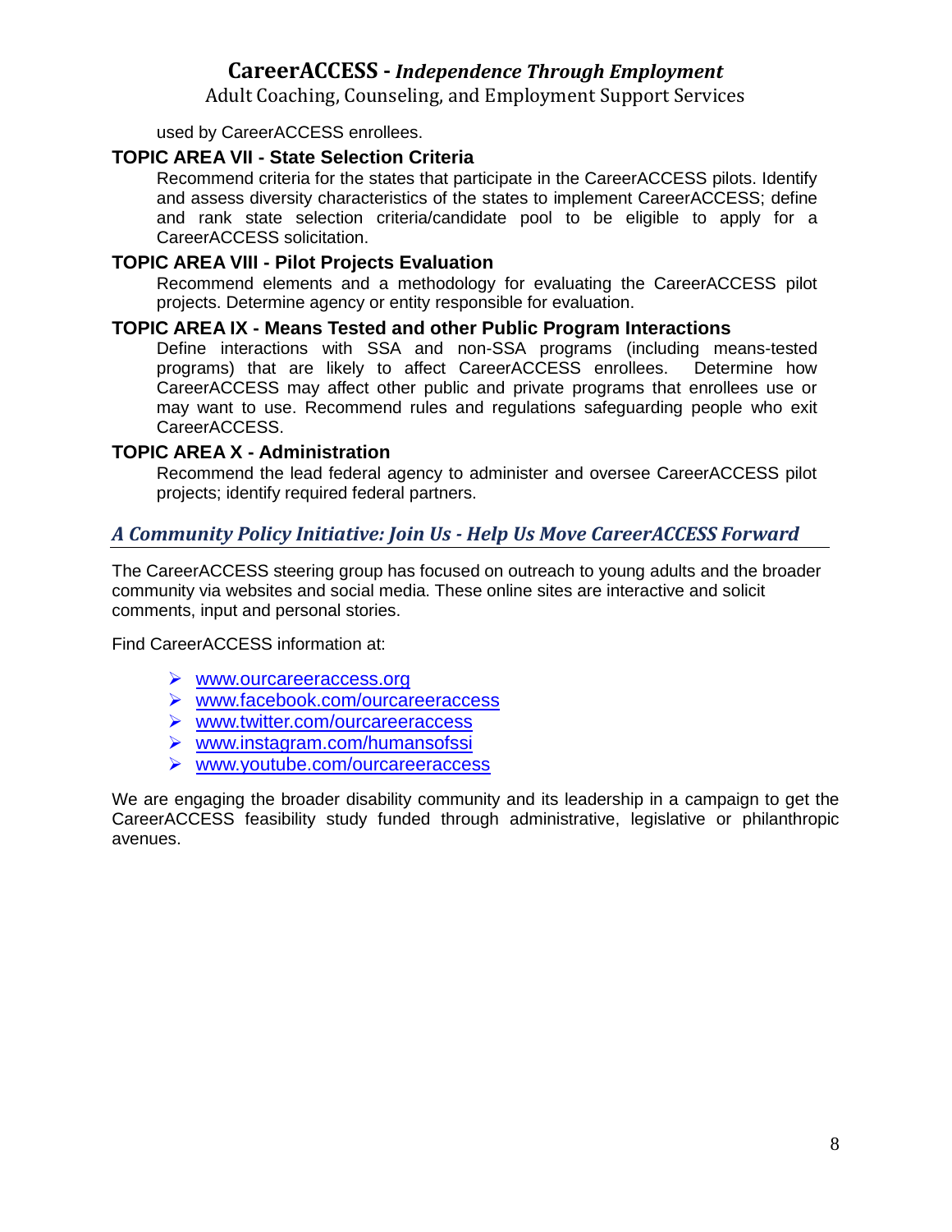used by CareerACCESS enrollees.

**TOPIC AREA VII - State Selection Criteria**

Recommend criteria for the states that participate in the CareerACCESS pilots. Identify and assess diversity characteristics of the states to implement CareerACCESS; define and rank state selection criteria/candidate pool to be eligible to apply for a CareerACCESS solicitation.

**TOPIC AREA VIII - Pilot Projects Evaluation**

Recommend elements and a methodology for evaluating the CareerACCESS pilot projects. Determine agency or entity responsible for evaluation.

**TOPIC AREA IX - Means Tested and other Public Program Interactions**

Define interactions with SSA and non-SSA programs (including means-tested programs) that are likely to affect CareerACCESS enrollees. Determine how CareerACCESS may affect other public and private programs that enrollees use or may want to use. Recommend rules and regulations safeguarding people who exit CareerACCESS.

**TOPIC AREA X - Administration**

Recommend the lead federal agency to administer and oversee CareerACCESS pilot projects; identify required federal partners.

## *A Community Policy Initiative: Join Us - Help Us Move CareerACCESS Forward*

The CareerACCESS steering group has focused on outreach to young adults and the broader community via websites and social media. These online sites are interactive and solicit comments, input and personal stories.

Find CareerACCESS information at:

- www.ourcareeraccess.org
- www.facebook.com/ourcareeraccess
- www.twitter.com/ourcareeraccess
- www.instagram.com/humansofssi
- www.youtube.com/ourcareeraccess

We are engaging the broader disability community and its leadership in a campaign to get the CareerACCESS feasibility study funded through administrative, legislative or philanthropic avenues.